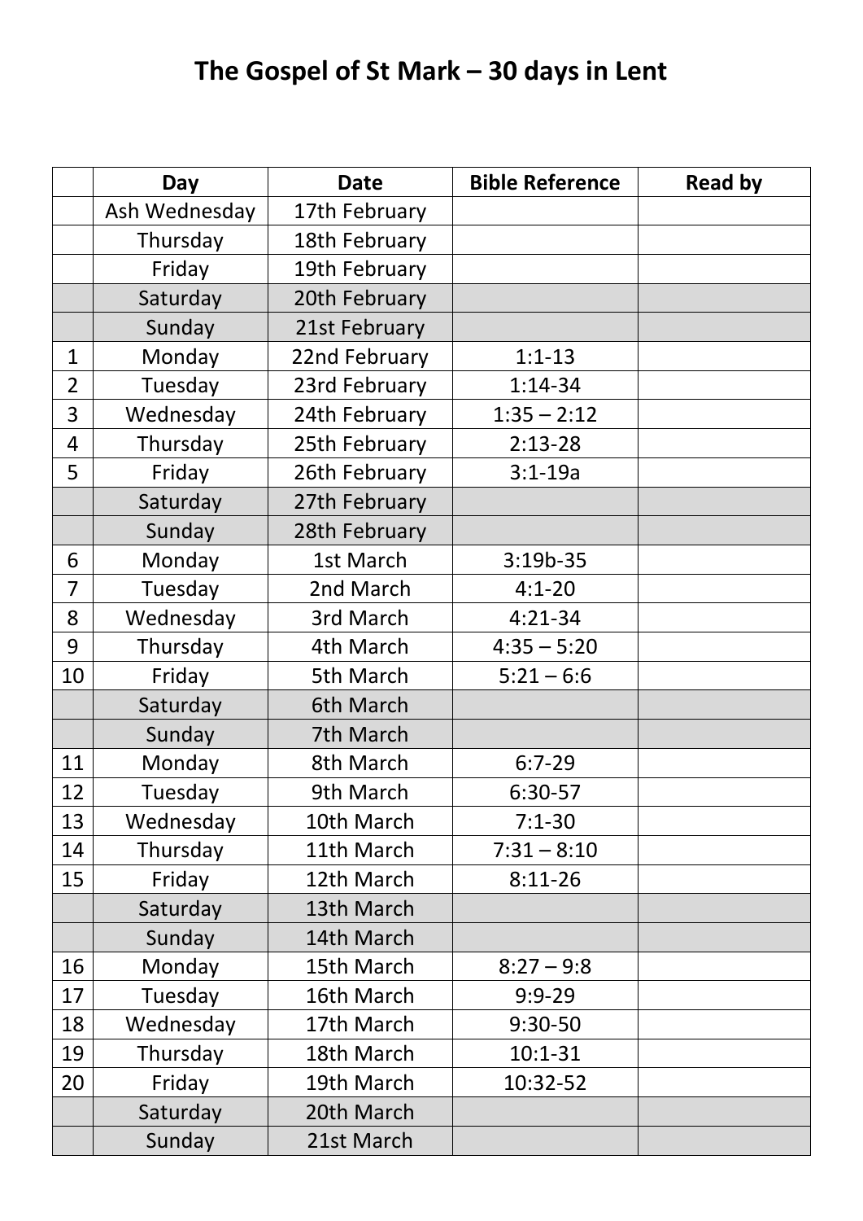# The Gospel of St Mark – 30 days in Lent

| | Day | Date | Bible Reference | Read by |
|---|---|---|---|---|
| | Ash Wednesday | 17th February | | |
| | Thursday | 18th February | | |
| | Friday | 19th February | | |
| | Saturday | 20th February | | |
| | Sunday | 21st February | | |
| 1 | Monday | 22nd February | 1:1-13 | |
| 2 | Tuesday | 23rd February | 1:14-34 | |
| 3 | Wednesday | 24th February | 1:35 – 2:12 | |
| 4 | Thursday | 25th February | 2:13-28 | |
| 5 | Friday | 26th February | 3:1-19a | |
| | Saturday | 27th February | | |
| | Sunday | 28th February | | |
| 6 | Monday | 1st March | 3:19b-35 | |
| 7 | Tuesday | 2nd March | 4:1-20 | |
| 8 | Wednesday | 3rd March | 4:21-34 | |
| 9 | Thursday | 4th March | 4:35 – 5:20 | |
| 10 | Friday | 5th March | 5:21 – 6:6 | |
| | Saturday | 6th March | | |
| | Sunday | 7th March | | |
| 11 | Monday | 8th March | 6:7-29 | |
| 12 | Tuesday | 9th March | 6:30-57 | |
| 13 | Wednesday | 10th March | 7:1-30 | |
| 14 | Thursday | 11th March | 7:31 – 8:10 | |
| 15 | Friday | 12th March | 8:11-26 | |
| | Saturday | 13th March | | |
| | Sunday | 14th March | | |
| 16 | Monday | 15th March | 8:27 – 9:8 | |
| 17 | Tuesday | 16th March | 9:9-29 | |
| 18 | Wednesday | 17th March | 9:30-50 | |
| 19 | Thursday | 18th March | 10:1-31 | |
| 20 | Friday | 19th March | 10:32-52 | |
| | Saturday | 20th March | | |
| | Sunday | 21st March | | |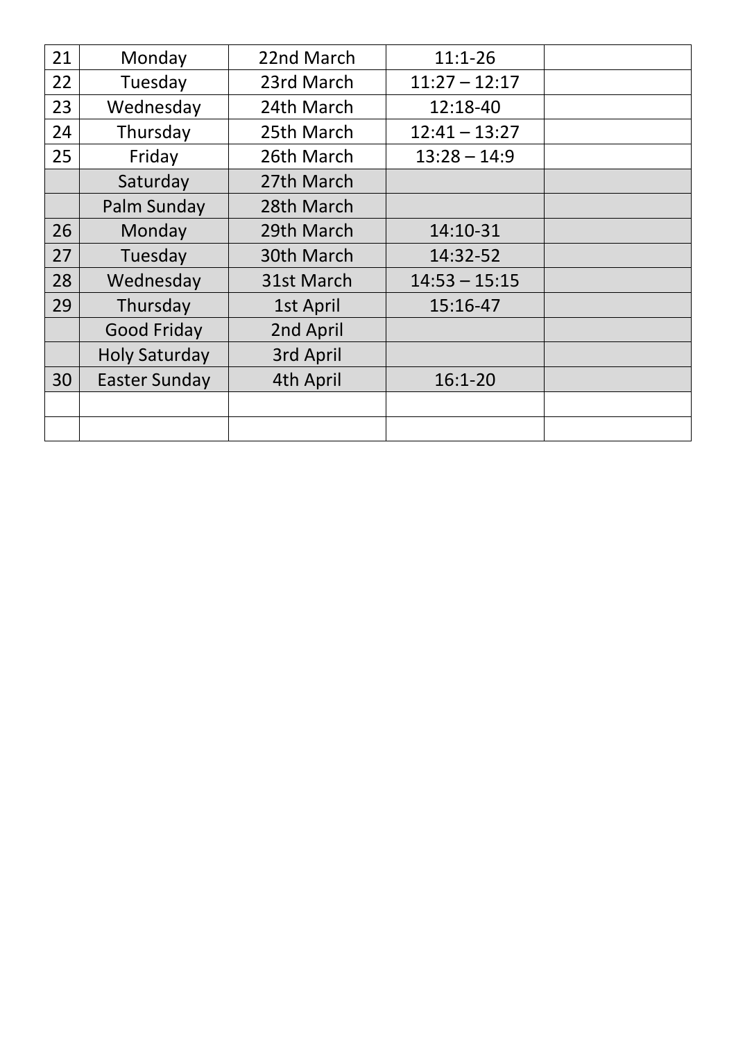| | | | | |
|---|---|---|---|---|
| 21 | Monday | 22nd March | 11:1-26 | |
| 22 | Tuesday | 23rd March | 11:27 – 12:17 | |
| 23 | Wednesday | 24th March | 12:18-40 | |
| 24 | Thursday | 25th March | 12:41 – 13:27 | |
| 25 | Friday | 26th March | 13:28 – 14:9 | |
| | Saturday | 27th March | | |
| | Palm Sunday | 28th March | | |
| 26 | Monday | 29th March | 14:10-31 | |
| 27 | Tuesday | 30th March | 14:32-52 | |
| 28 | Wednesday | 31st March | 14:53 – 15:15 | |
| 29 | Thursday | 1st April | 15:16-47 | |
| | Good Friday | 2nd April | | |
| | Holy Saturday | 3rd April | | |
| 30 | Easter Sunday | 4th April | 16:1-20 | |
| | | | | |
| | | | | |